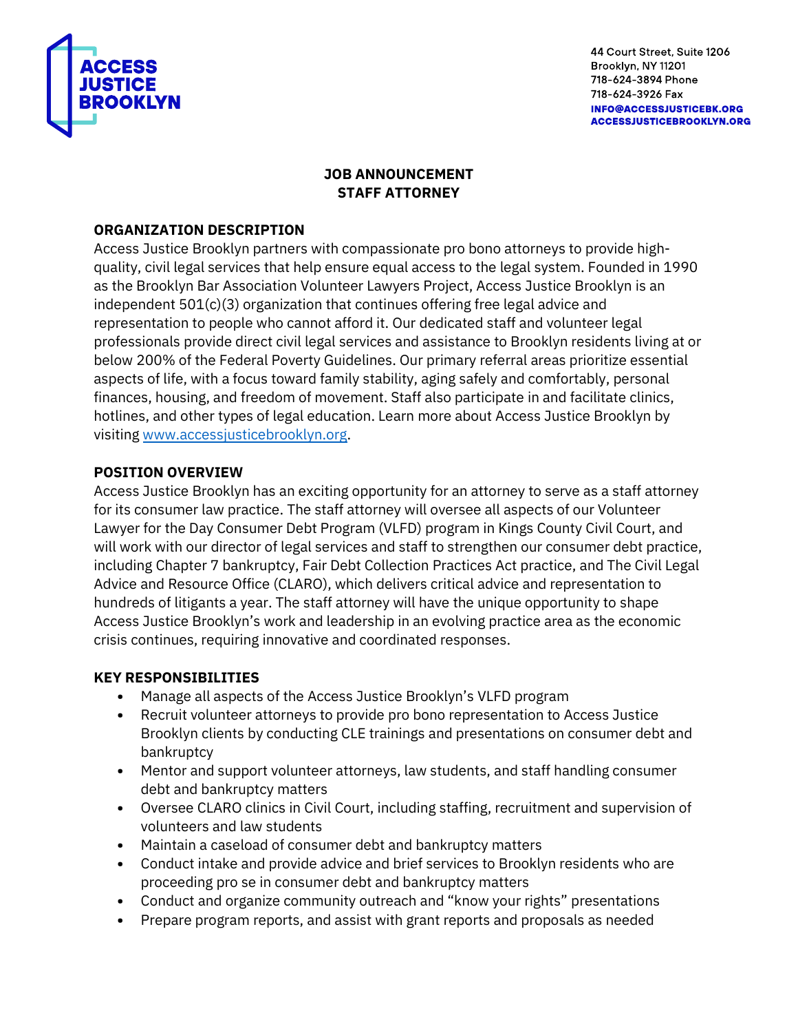ACCESS JUSTICE BROOKLYN

44 Court Street, Suite 1206
Brooklyn, NY 11201
718-624-3894 Phone
718-624-3926 Fax
INFO@ACCESSJUSTICEBK.ORG
ACCESSJUSTICEBROOKLYN.ORG

# JOB ANNOUNCEMENT
# STAFF ATTORNEY

## ORGANIZATION DESCRIPTION

Access Justice Brooklyn partners with compassionate pro bono attorneys to provide high-quality, civil legal services that help ensure equal access to the legal system. Founded in 1990 as the Brooklyn Bar Association Volunteer Lawyers Project, Access Justice Brooklyn is an independent 501(c)(3) organization that continues offering free legal advice and representation to people who cannot afford it. Our dedicated staff and volunteer legal professionals provide direct civil legal services and assistance to Brooklyn residents living at or below 200% of the Federal Poverty Guidelines. Our primary referral areas prioritize essential aspects of life, with a focus toward family stability, aging safely and comfortably, personal finances, housing, and freedom of movement. Staff also participate in and facilitate clinics, hotlines, and other types of legal education. Learn more about Access Justice Brooklyn by visiting www.accessjusticebrooklyn.org.

## POSITION OVERVIEW

Access Justice Brooklyn has an exciting opportunity for an attorney to serve as a staff attorney for its consumer law practice. The staff attorney will oversee all aspects of our Volunteer Lawyer for the Day Consumer Debt Program (VLFD) program in Kings County Civil Court, and will work with our director of legal services and staff to strengthen our consumer debt practice, including Chapter 7 bankruptcy, Fair Debt Collection Practices Act practice, and The Civil Legal Advice and Resource Office (CLARO), which delivers critical advice and representation to hundreds of litigants a year. The staff attorney will have the unique opportunity to shape Access Justice Brooklyn's work and leadership in an evolving practice area as the economic crisis continues, requiring innovative and coordinated responses.

## KEY RESPONSIBILITIES

- Manage all aspects of the Access Justice Brooklyn's VLFD program
- Recruit volunteer attorneys to provide pro bono representation to Access Justice Brooklyn clients by conducting CLE trainings and presentations on consumer debt and bankruptcy
- Mentor and support volunteer attorneys, law students, and staff handling consumer debt and bankruptcy matters
- Oversee CLARO clinics in Civil Court, including staffing, recruitment and supervision of volunteers and law students
- Maintain a caseload of consumer debt and bankruptcy matters
- Conduct intake and provide advice and brief services to Brooklyn residents who are proceeding pro se in consumer debt and bankruptcy matters
- Conduct and organize community outreach and "know your rights" presentations
- Prepare program reports, and assist with grant reports and proposals as needed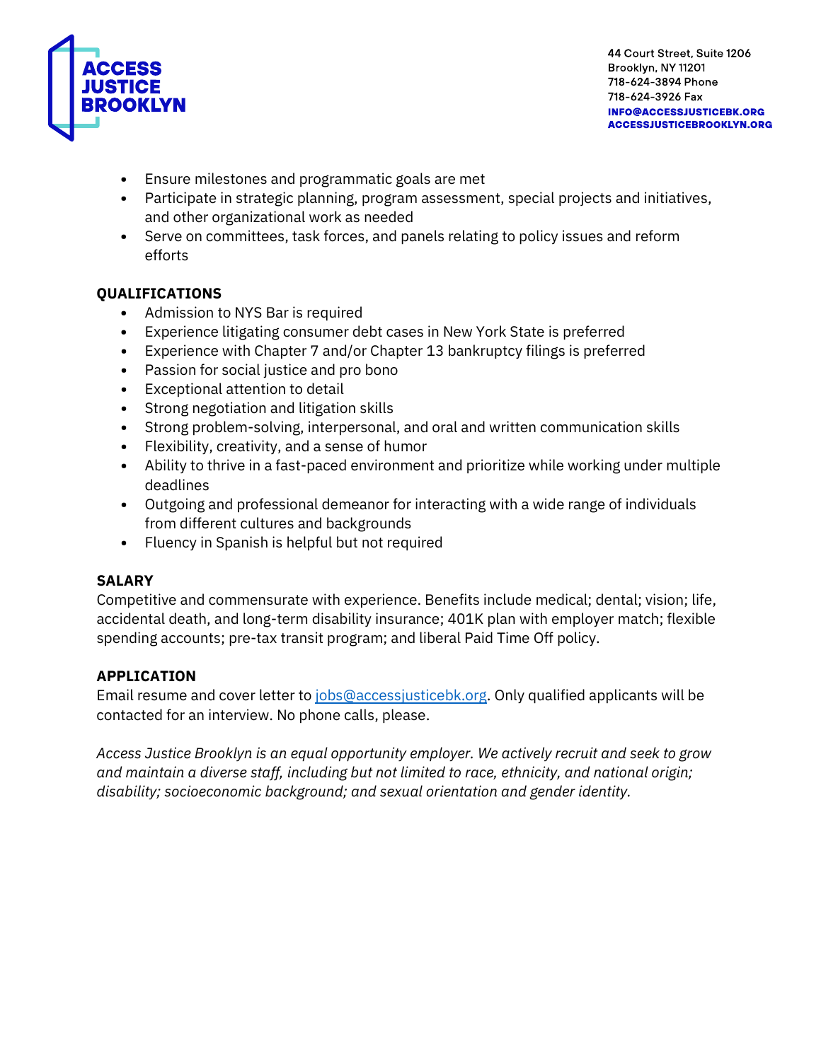- Ensure milestones and programmatic goals are met
- Participate in strategic planning, program assessment, special projects and initiatives, and other organizational work as needed
- Serve on committees, task forces, and panels relating to policy issues and reform efforts

**QUALIFICATIONS**

- Admission to NYS Bar is required
- Experience litigating consumer debt cases in New York State is preferred
- Experience with Chapter 7 and/or Chapter 13 bankruptcy filings is preferred
- Passion for social justice and pro bono
- Exceptional attention to detail
- Strong negotiation and litigation skills
- Strong problem-solving, interpersonal, and oral and written communication skills
- Flexibility, creativity, and a sense of humor
- Ability to thrive in a fast-paced environment and prioritize while working under multiple deadlines
- Outgoing and professional demeanor for interacting with a wide range of individuals from different cultures and backgrounds
- Fluency in Spanish is helpful but not required

**SALARY**

Competitive and commensurate with experience. Benefits include medical; dental; vision; life, accidental death, and long-term disability insurance; 401K plan with employer match; flexible spending accounts; pre-tax transit program; and liberal Paid Time Off policy.

**APPLICATION**

Email resume and cover letter to jobs@accessjusticebk.org. Only qualified applicants will be contacted for an interview. No phone calls, please.

*Access Justice Brooklyn is an equal opportunity employer. We actively recruit and seek to grow and maintain a diverse staff, including but not limited to race, ethnicity, and national origin; disability; socioeconomic background; and sexual orientation and gender identity.*